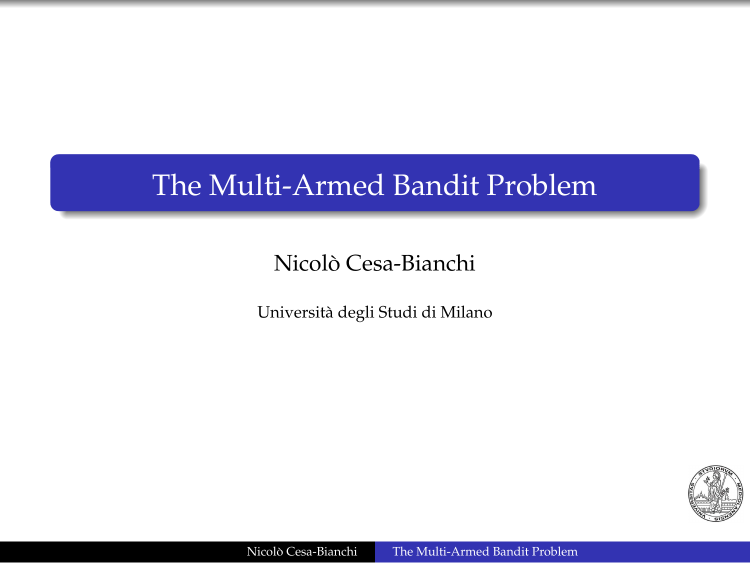# The Multi-Armed Bandit Problem

Nicolò Cesa-Bianchi

Università degli Studi di Milano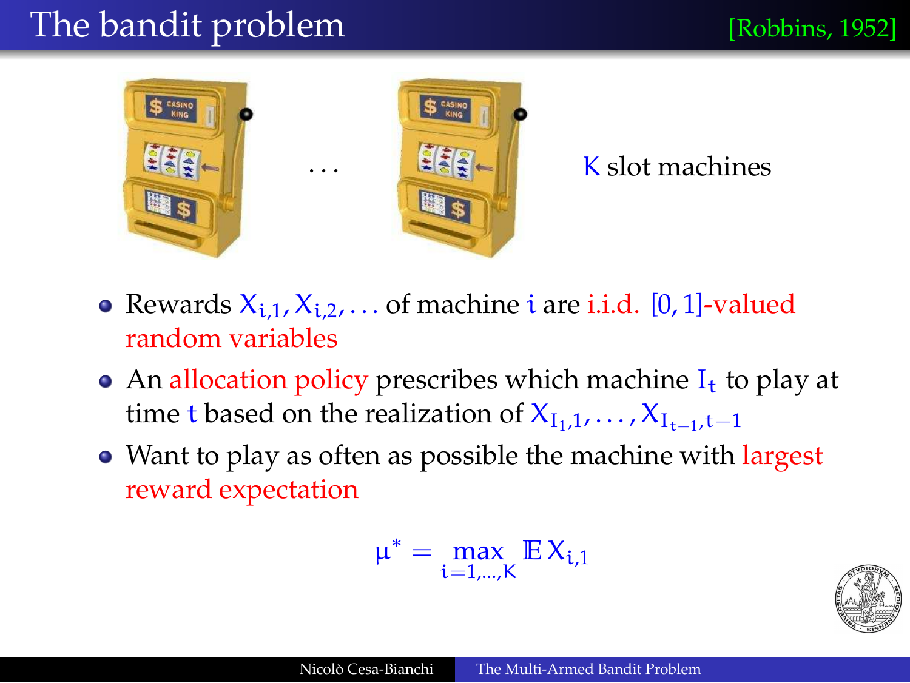# The bandit problem

[Robbins, 1952]

. . . $K$ slot machines

- Rewards $X_{i,1}, X_{i,2}, \ldots$ of machine $i$ are i.i.d. $[0,1]$-valued random variables
- An allocation policy prescribes which machine $I_t$ to play at time $t$ based on the realization of $X_{I_1,1}, \ldots, X_{I_{t-1},t-1}$
- Want to play as often as possible the machine with largest reward expectation

$$\mu^* = \max_{i=1,\ldots,K} \mathbb{E}\, X_{i,1}$$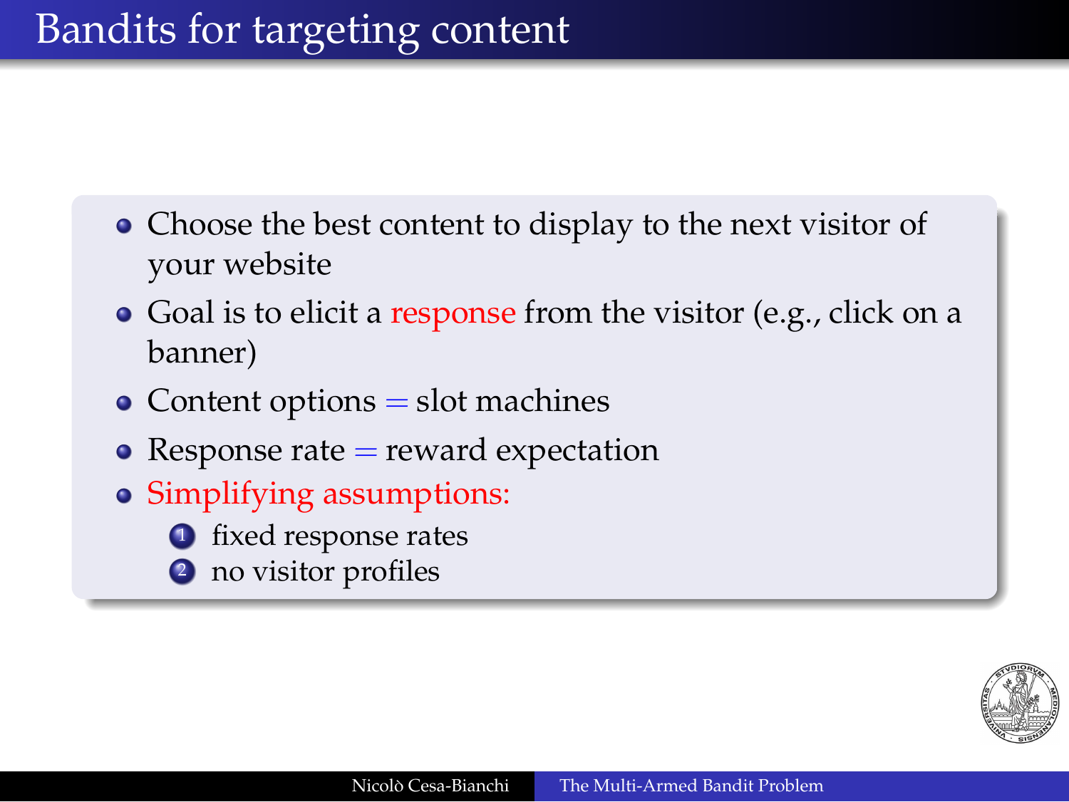# Bandits for targeting content

- Choose the best content to display to the next visitor of your website
- Goal is to elicit a response from the visitor (e.g., click on a banner)
- Content options = slot machines
- Response rate = reward expectation
- Simplifying assumptions:
  1. fixed response rates
  2. no visitor profiles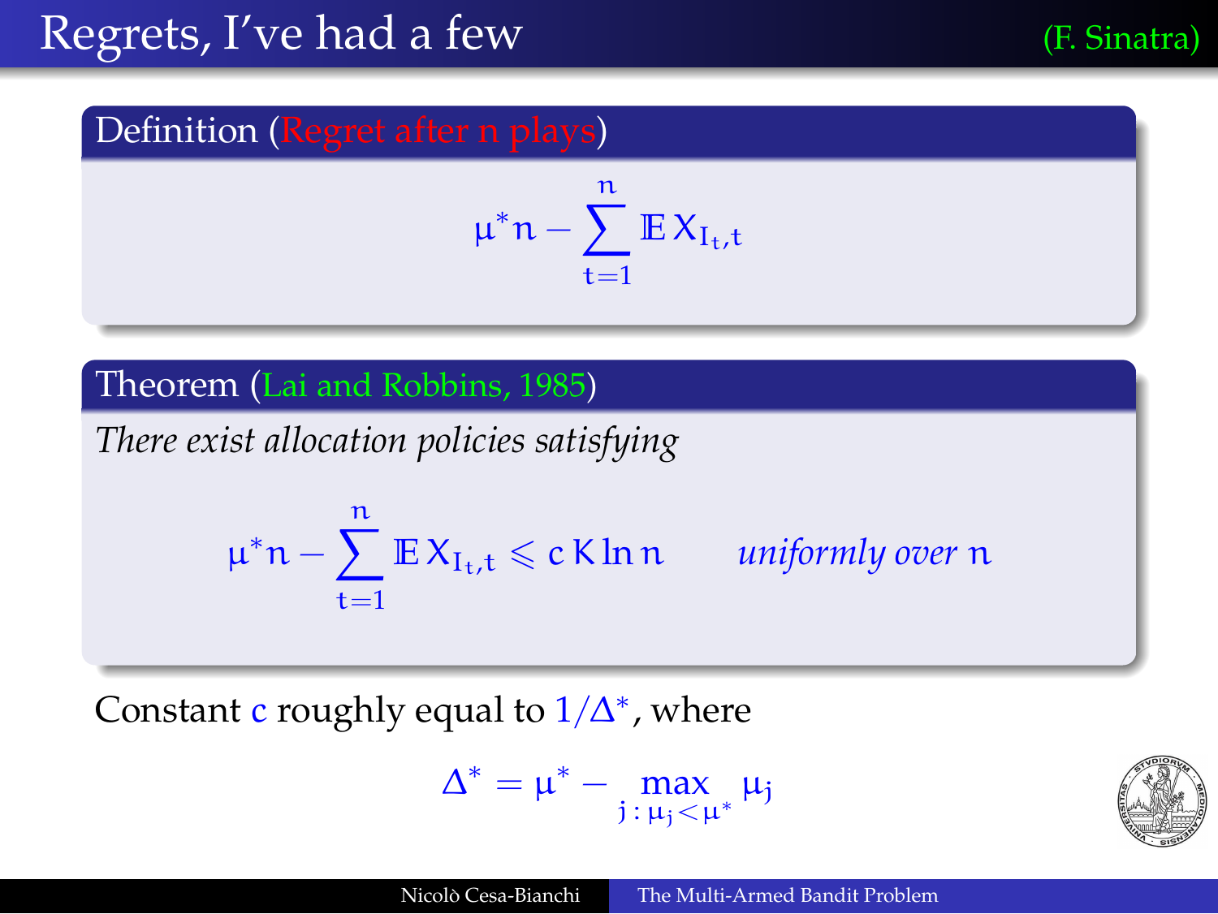# Regrets, I've had a few (F. Sinatra)

**Definition (Regret after n plays)**

$$\mu^* n - \sum_{t=1}^{n} \mathbb{E}\, X_{I_t,t}$$

**Theorem (Lai and Robbins, 1985)**

*There exist allocation policies satisfying*

$$\mu^* n - \sum_{t=1}^{n} \mathbb{E}\, X_{I_t,t} \leqslant c\, K \ln n \qquad \textit{uniformly over } n$$

Constant $c$ roughly equal to $1/\Delta^*$, where

$$\Delta^* = \mu^* - \max_{j \,:\, \mu_j < \mu^*} \mu_j$$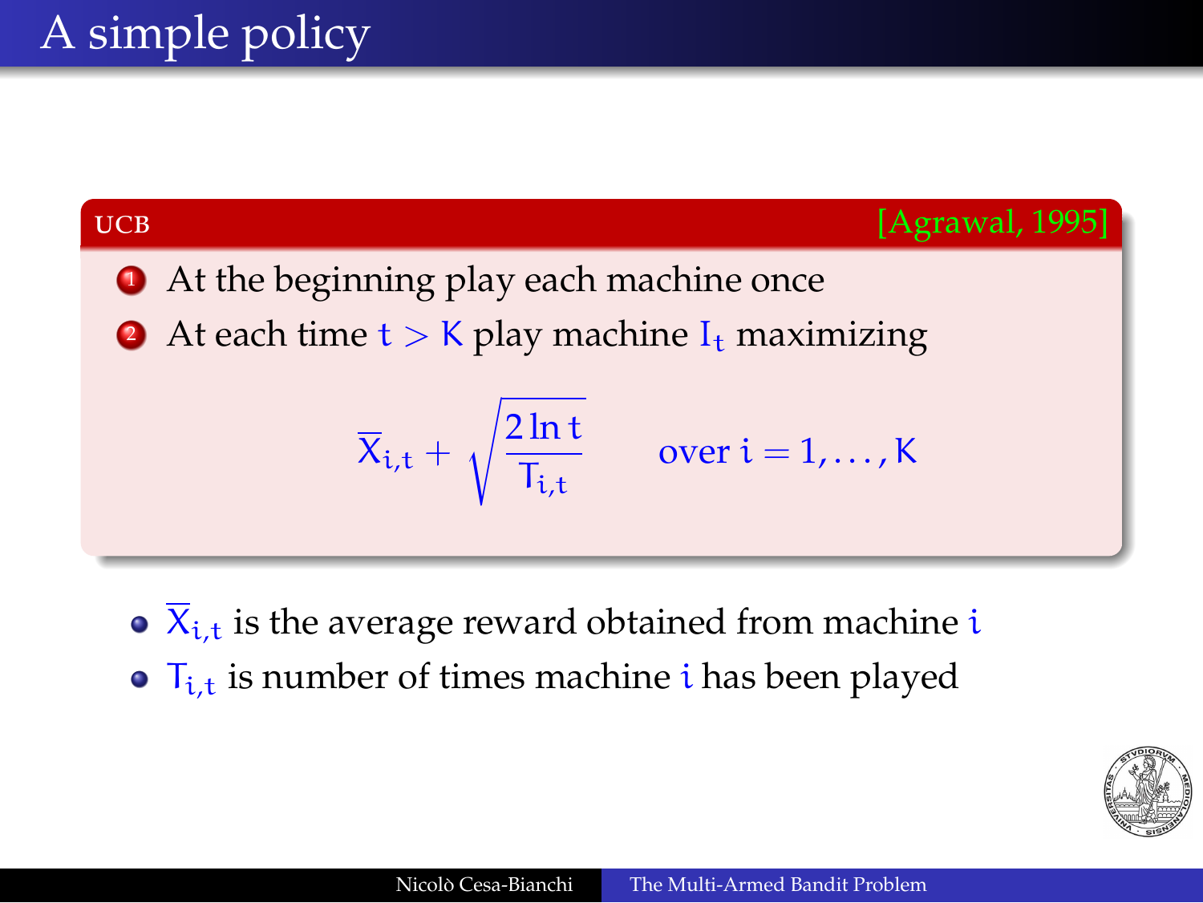# A simple policy

**UCB** [Agrawal, 1995]

1. At the beginning play each machine once
2. At each time $t > K$ play machine $I_t$ maximizing

$$\overline{X}_{i,t} + \sqrt{\frac{2 \ln t}{T_{i,t}}} \qquad \text{over } i = 1, \ldots, K$$

- $\overline{X}_{i,t}$ is the average reward obtained from machine $i$
- $T_{i,t}$ is number of times machine $i$ has been played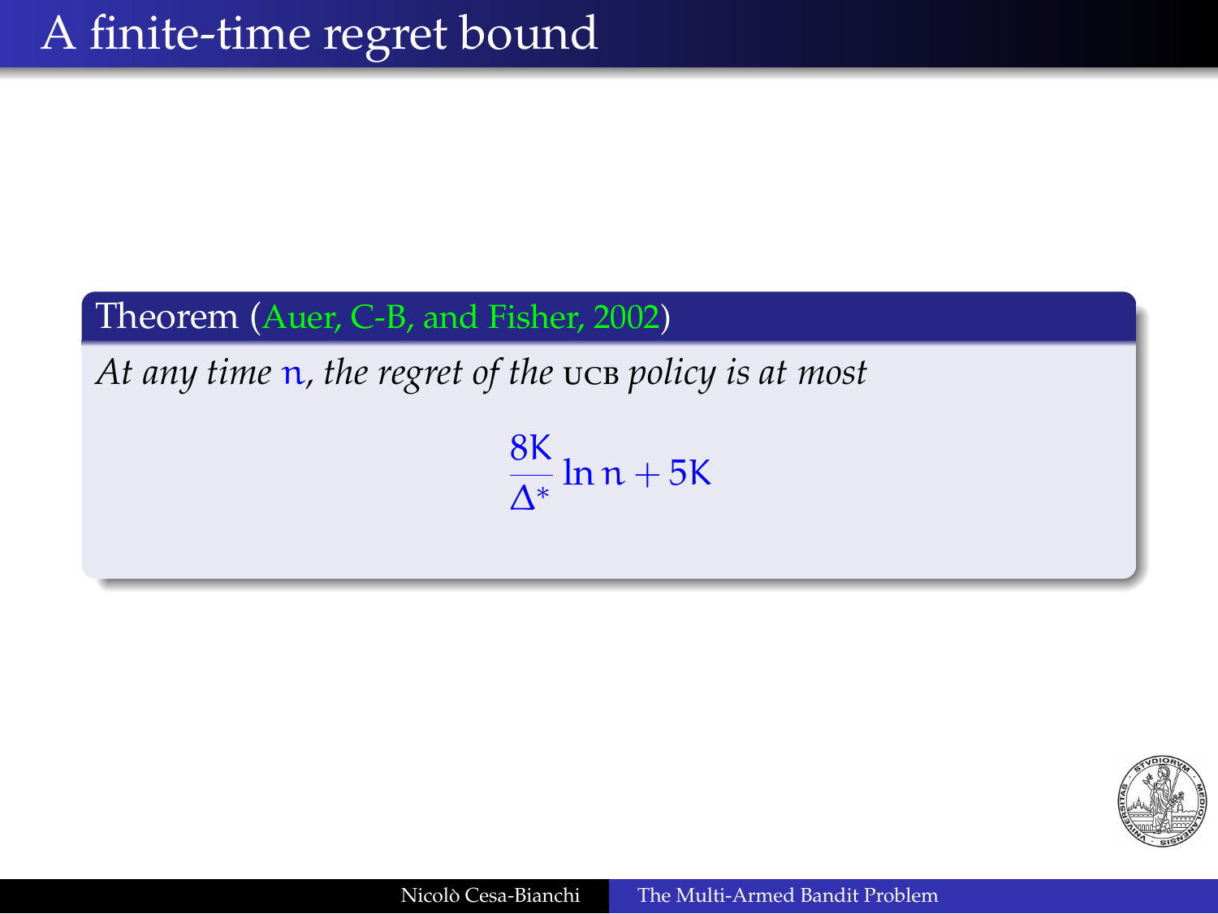# A finite-time regret bound

**Theorem (Auer, C-B, and Fisher, 2002)**

*At any time $n$, the regret of the* UCB *policy is at most*

$$\frac{8K}{\Delta^*} \ln n + 5K$$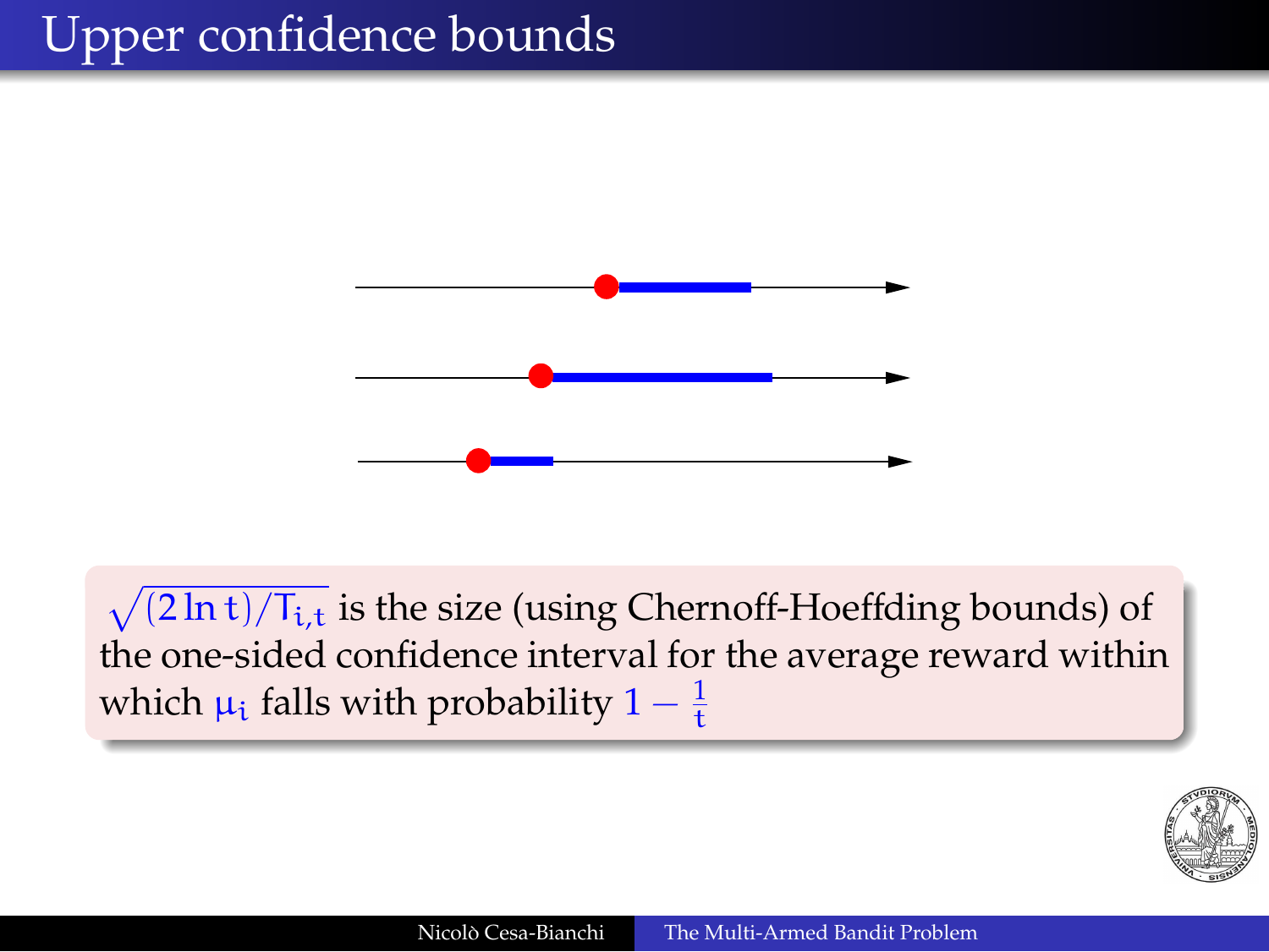# Upper confidence bounds

$\sqrt{(2 \ln t)/T_{i,t}}$ is the size (using Chernoff-Hoeffding bounds) of the one-sided confidence interval for the average reward within which $\mu_i$ falls with probability $1 - \frac{1}{t}$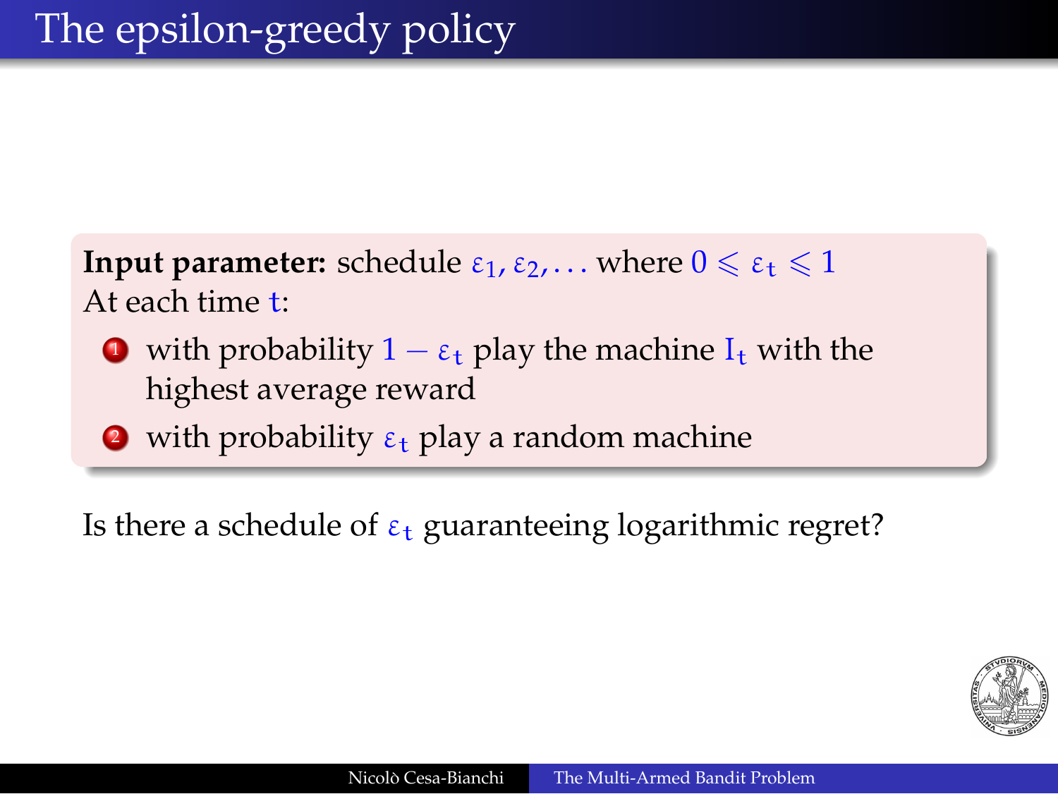# The epsilon-greedy policy

**Input parameter:** schedule $\varepsilon_1, \varepsilon_2, \ldots$ where $0 \leqslant \varepsilon_t \leqslant 1$
At each time $t$:

1. with probability $1 - \varepsilon_t$ play the machine $I_t$ with the highest average reward
2. with probability $\varepsilon_t$ play a random machine

Is there a schedule of $\varepsilon_t$ guaranteeing logarithmic regret?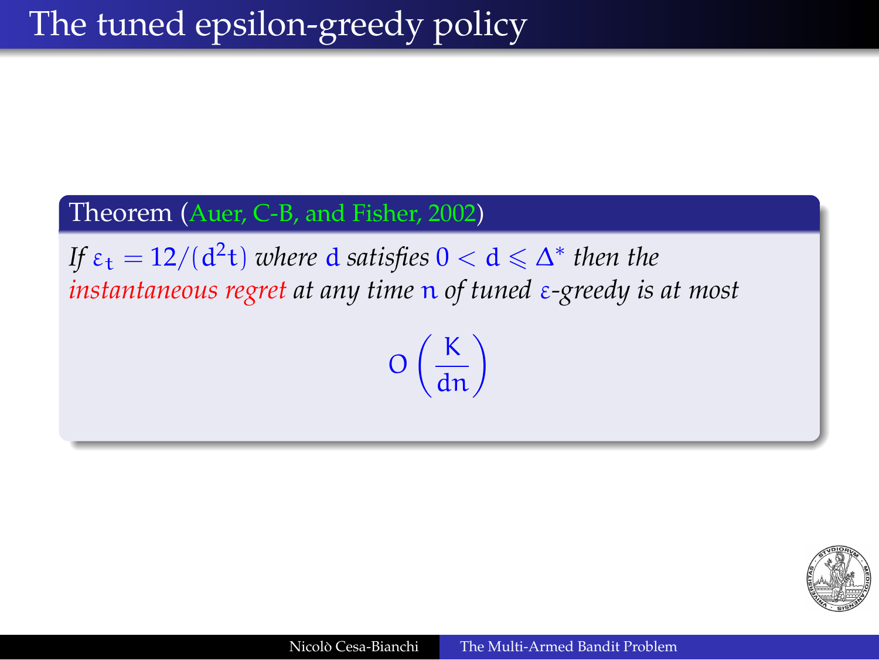# The tuned epsilon-greedy policy

**Theorem (Auer, C-B, and Fisher, 2002)**

*If* $\varepsilon_t = 12/(d^2 t)$ *where* $d$ *satisfies* $0 < d \leqslant \Delta^*$ *then the instantaneous regret at any time* $n$ *of tuned* $\varepsilon$*-greedy is at most*

$$O\left(\frac{K}{dn}\right)$$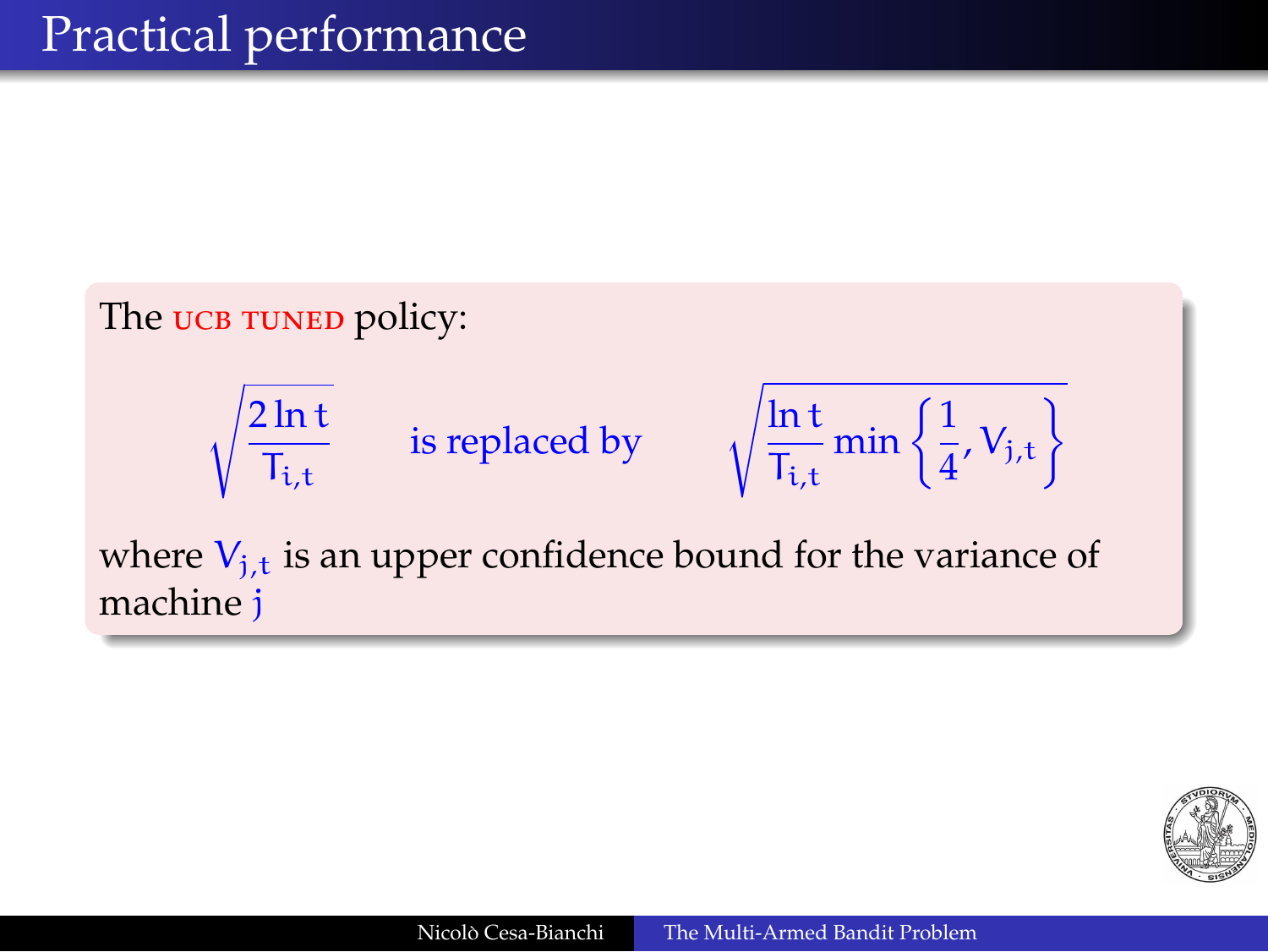# Practical performance

The UCB TUNED policy:

$$\sqrt{\frac{2\ln t}{T_{i,t}}} \qquad \text{is replaced by} \qquad \sqrt{\frac{\ln t}{T_{i,t}} \min\left\{\frac{1}{4}, V_{j,t}\right\}}$$

where $V_{j,t}$ is an upper confidence bound for the variance of machine $j$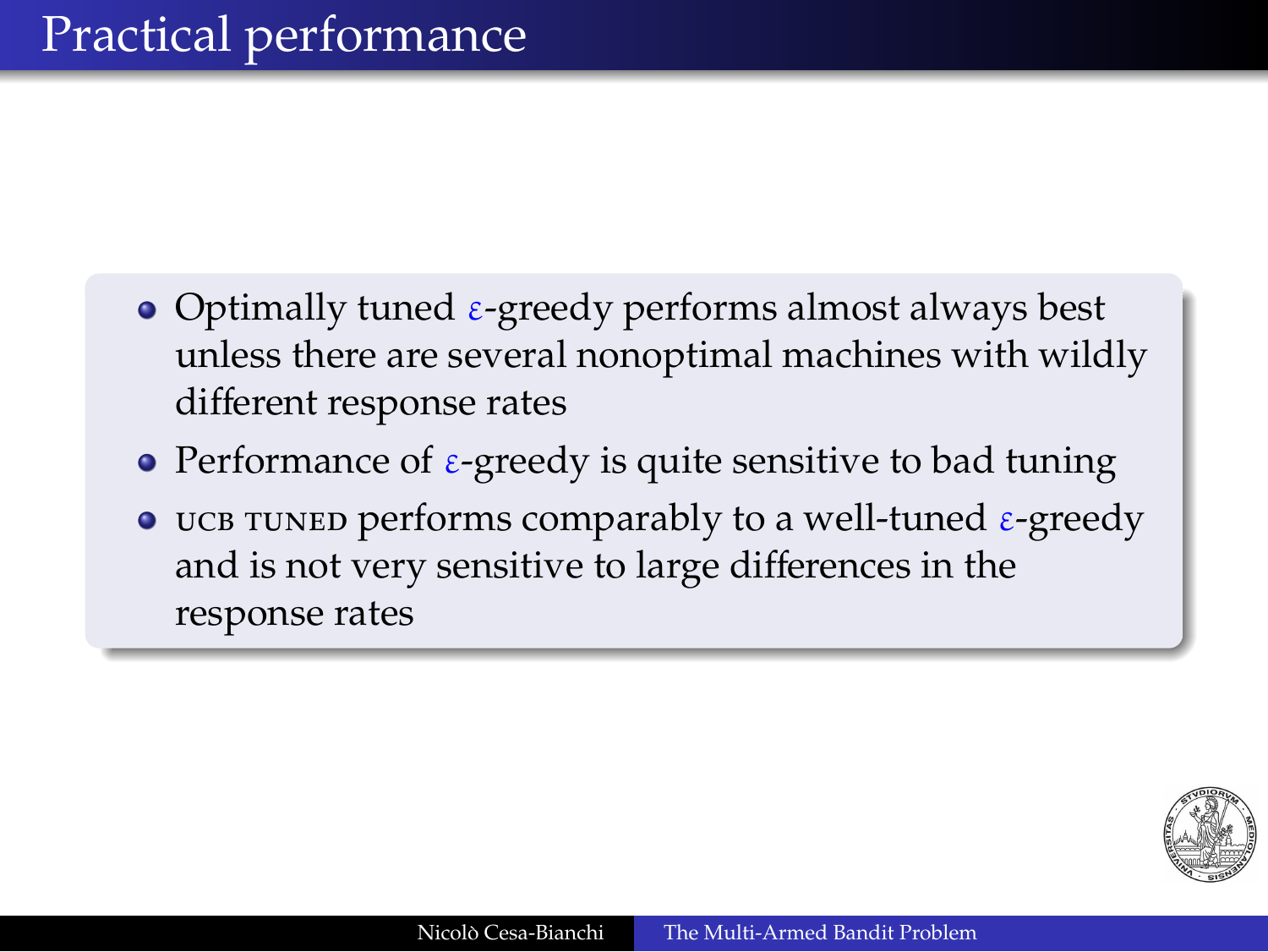# Practical performance

- Optimally tuned $\varepsilon$-greedy performs almost always best unless there are several nonoptimal machines with wildly different response rates
- Performance of $\varepsilon$-greedy is quite sensitive to bad tuning
- UCB TUNED performs comparably to a well-tuned $\varepsilon$-greedy and is not very sensitive to large differences in the response rates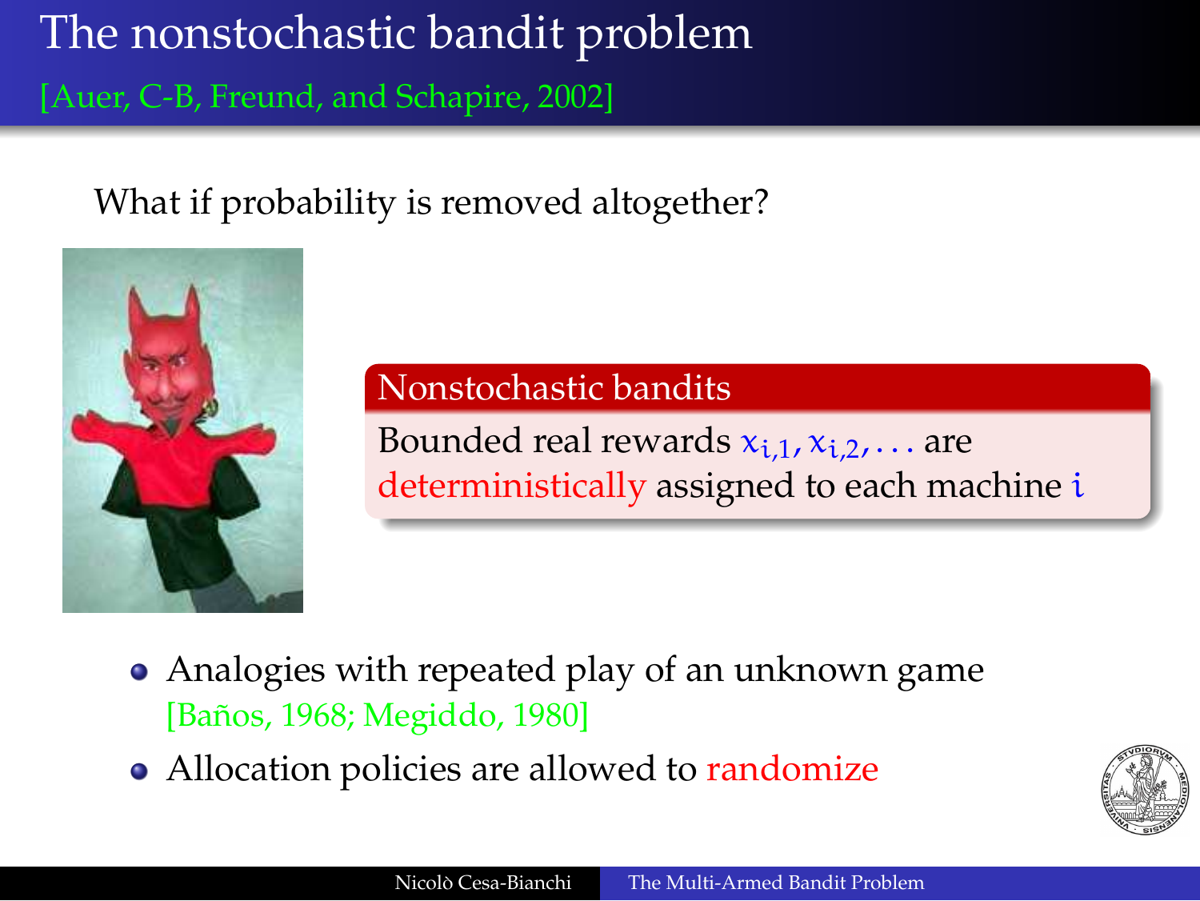# The nonstochastic bandit problem

[Auer, C-B, Freund, and Schapire, 2002]

What if probability is removed altogether?

**Nonstochastic bandits**

Bounded real rewards $x_{i,1}, x_{i,2}, \ldots$ are deterministically assigned to each machine $i$

- Analogies with repeated play of an unknown game [Baños, 1968; Megiddo, 1980]
- Allocation policies are allowed to randomize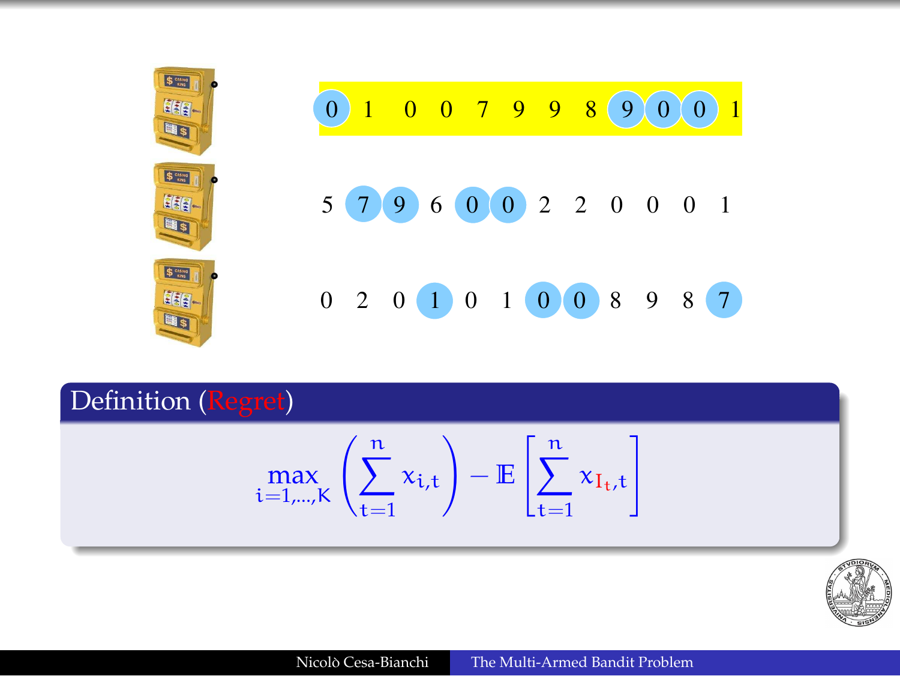0 1 0 0 7 9 9 8 9 0 0 1

5 7 9 6 0 0 2 2 0 0 0 1

0 2 0 1 0 1 0 0 8 9 8 7

**Definition (Regret)**

$$\max_{i=1,\dots,K} \left( \sum_{t=1}^{n} x_{i,t} \right) - \mathbb{E}\left[ \sum_{t=1}^{n} x_{I_t,t} \right]$$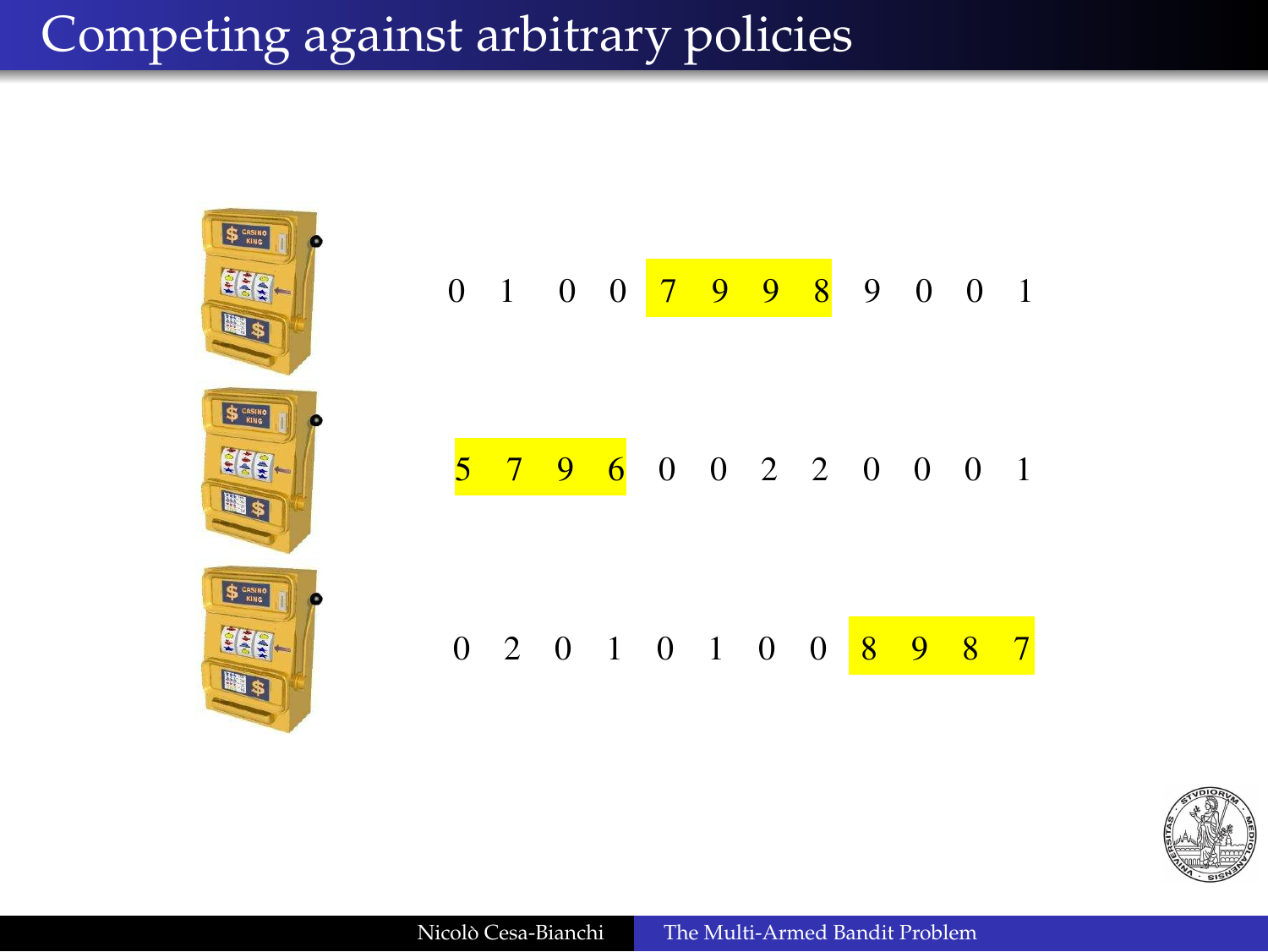# Competing against arbitrary policies

| | | | | | | | | | | | |
|---|---|---|---|---|---|---|---|---|---|---|---|
| 0 | 1 | 0 | 0 | 7 | 9 | 9 | 8 | 9 | 0 | 0 | 1 |
| 5 | 7 | 9 | 6 | 0 | 0 | 2 | 2 | 0 | 0 | 0 | 1 |
| 0 | 2 | 0 | 1 | 0 | 1 | 0 | 0 | 8 | 9 | 8 | 7 |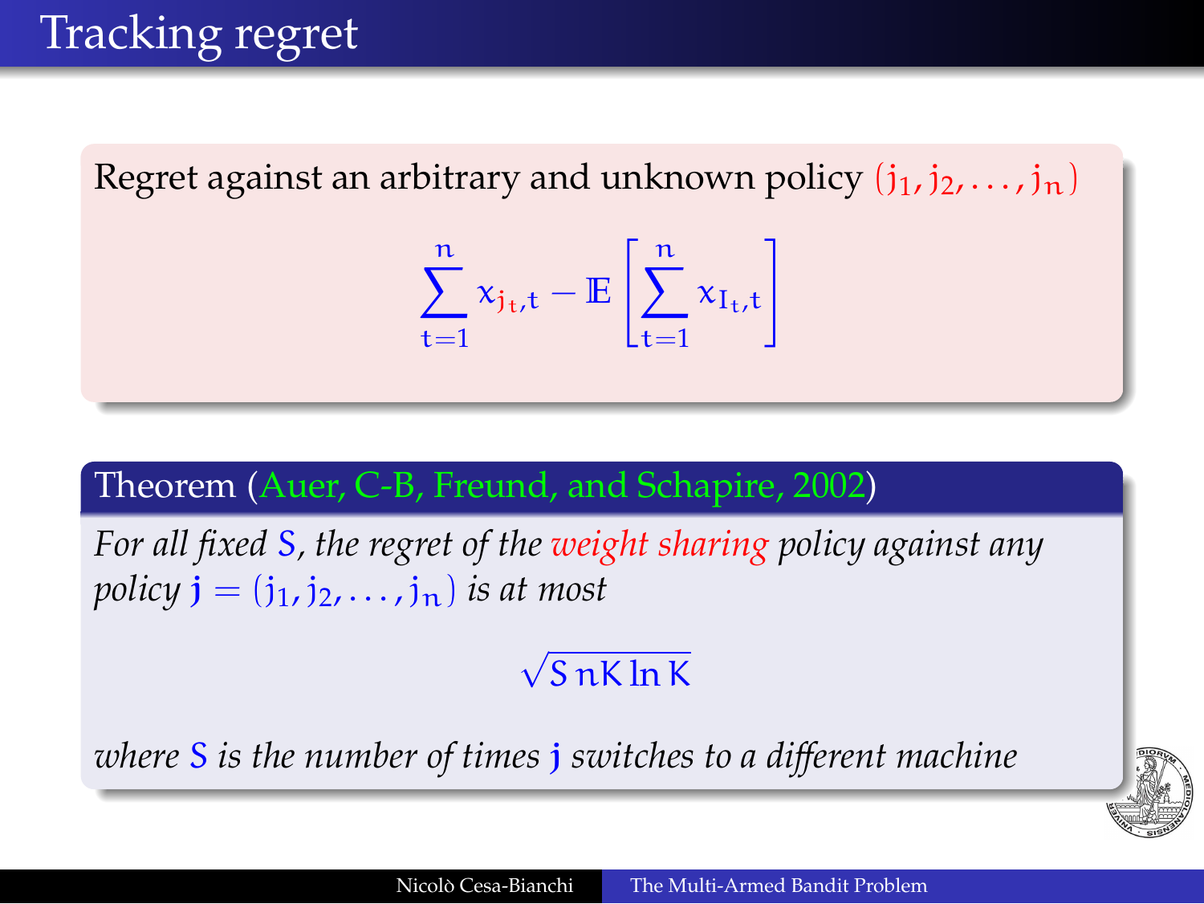# Tracking regret

Regret against an arbitrary and unknown policy $(j_1, j_2, \ldots, j_n)$

$$\sum_{t=1}^{n} x_{j_t,t} - \mathbb{E}\left[\sum_{t=1}^{n} x_{I_t,t}\right]$$

**Theorem (Auer, C-B, Freund, and Schapire, 2002)**

*For all fixed $S$, the regret of the weight sharing policy against any policy $\mathbf{j} = (j_1, j_2, \ldots, j_n)$ is at most*

$$\sqrt{S\, nK \ln K}$$

*where $S$ is the number of times $\mathbf{j}$ switches to a different machine*